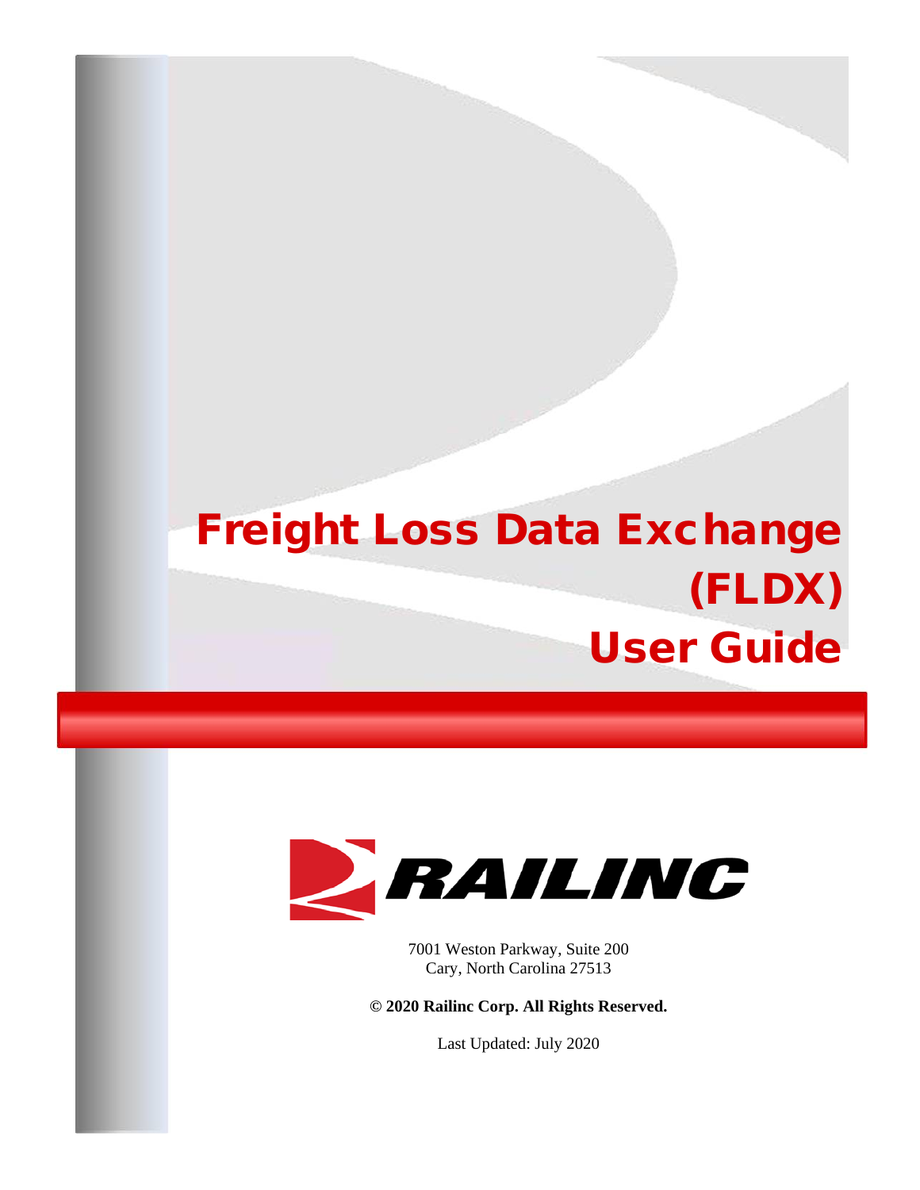# Freight Loss Data Exchange (FLDX) User Guide

RAILINC

7001 Weston Parkway, Suite 200
Cary, North Carolina 27513

**© 2020 Railinc Corp. All Rights Reserved.**

Last Updated: July 2020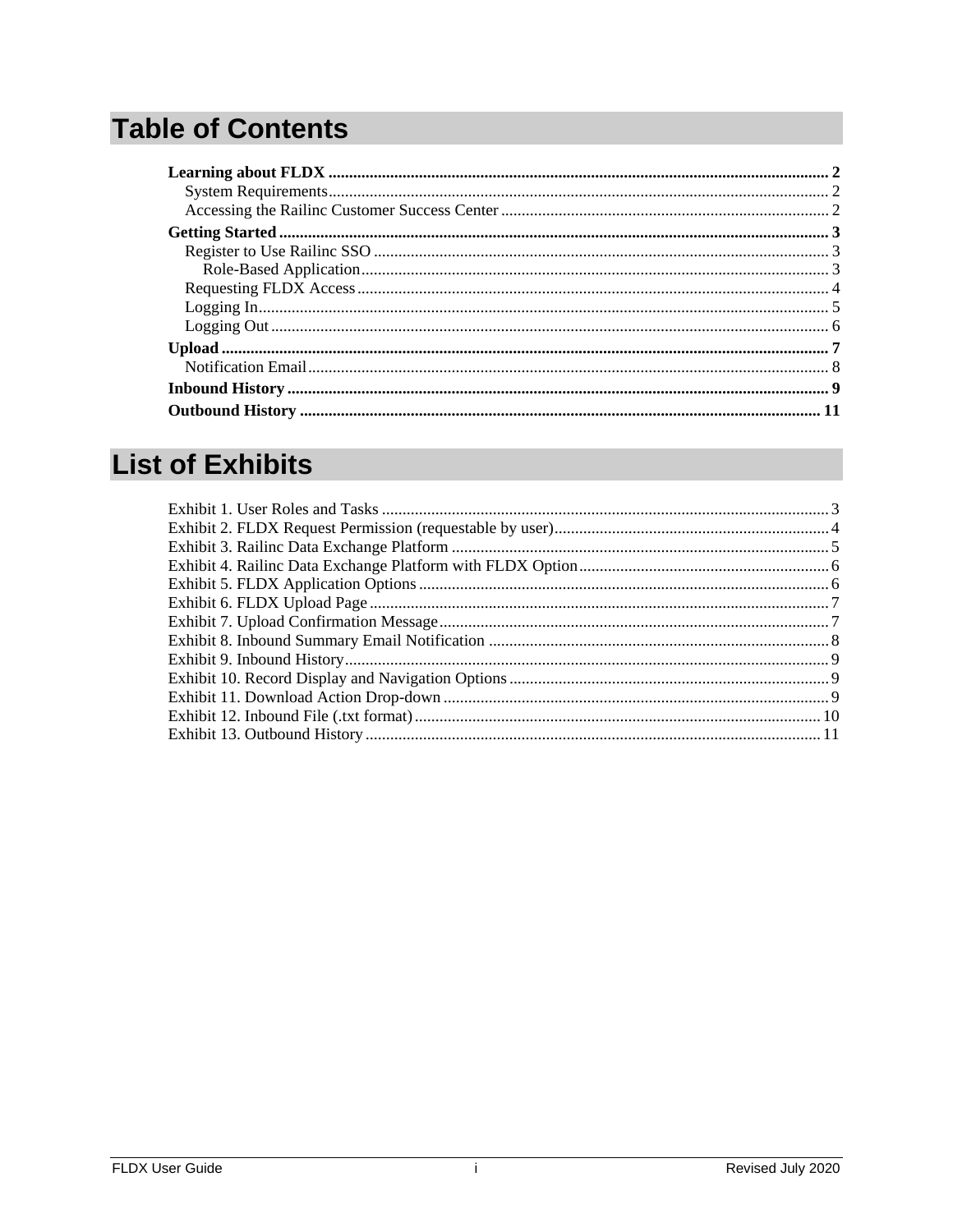# Table of Contents

**Learning about FLDX** .................................................. **2**
- System Requirements .................................................. 2
- Accessing the Railinc Customer Success Center .................................................. 2

**Getting Started** .................................................. **3**
- Register to Use Railinc SSO .................................................. 3
  - Role-Based Application .................................................. 3
- Requesting FLDX Access .................................................. 4
- Logging In .................................................. 5
- Logging Out .................................................. 6

**Upload** .................................................. **7**
- Notification Email .................................................. 8

**Inbound History** .................................................. **9**

**Outbound History** .................................................. **11**

# List of Exhibits

Exhibit 1. User Roles and Tasks .................................................. 3
Exhibit 2. FLDX Request Permission (requestable by user) .................................................. 4
Exhibit 3. Railinc Data Exchange Platform .................................................. 5
Exhibit 4. Railinc Data Exchange Platform with FLDX Option .................................................. 6
Exhibit 5. FLDX Application Options .................................................. 6
Exhibit 6. FLDX Upload Page .................................................. 7
Exhibit 7. Upload Confirmation Message .................................................. 7
Exhibit 8. Inbound Summary Email Notification .................................................. 8
Exhibit 9. Inbound History .................................................. 9
Exhibit 10. Record Display and Navigation Options .................................................. 9
Exhibit 11. Download Action Drop-down .................................................. 9
Exhibit 12. Inbound File (.txt format) .................................................. 10
Exhibit 13. Outbound History .................................................. 11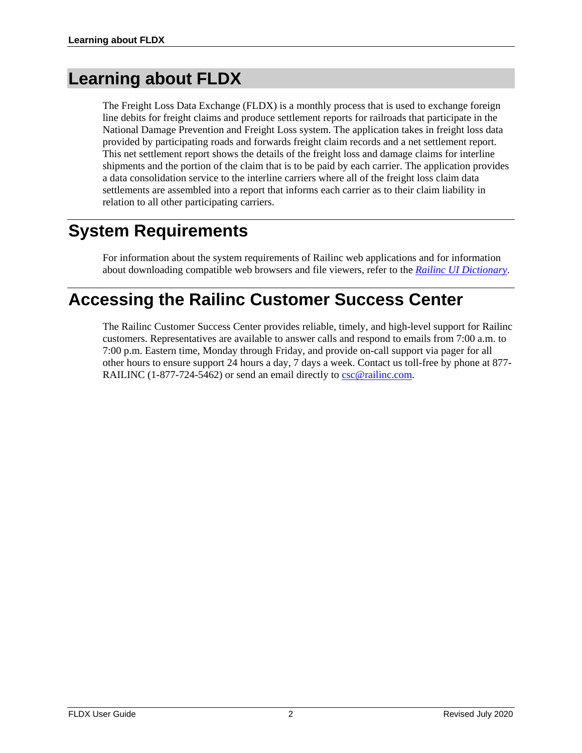# Learning about FLDX

The Freight Loss Data Exchange (FLDX) is a monthly process that is used to exchange foreign line debits for freight claims and produce settlement reports for railroads that participate in the National Damage Prevention and Freight Loss system. The application takes in freight loss data provided by participating roads and forwards freight claim records and a net settlement report. This net settlement report shows the details of the freight loss and damage claims for interline shipments and the portion of the claim that is to be paid by each carrier. The application provides a data consolidation service to the interline carriers where all of the freight loss claim data settlements are assembled into a report that informs each carrier as to their claim liability in relation to all other participating carriers.

# System Requirements

For information about the system requirements of Railinc web applications and for information about downloading compatible web browsers and file viewers, refer to the *Railinc UI Dictionary*.

# Accessing the Railinc Customer Success Center

The Railinc Customer Success Center provides reliable, timely, and high-level support for Railinc customers. Representatives are available to answer calls and respond to emails from 7:00 a.m. to 7:00 p.m. Eastern time, Monday through Friday, and provide on-call support via pager for all other hours to ensure support 24 hours a day, 7 days a week. Contact us toll-free by phone at 877-RAILINC (1-877-724-5462) or send an email directly to csc@railinc.com.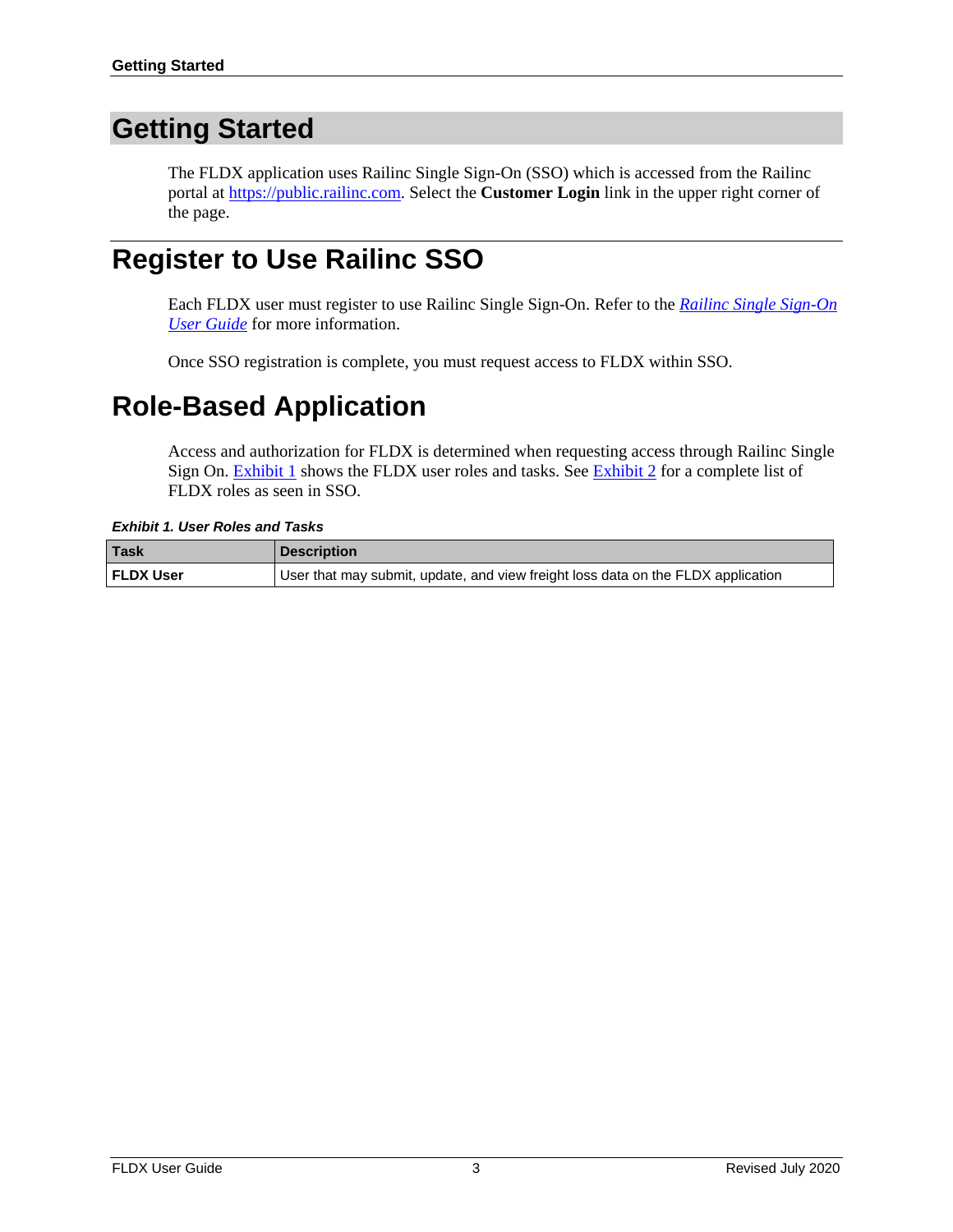# Getting Started

The FLDX application uses Railinc Single Sign-On (SSO) which is accessed from the Railinc portal at https://public.railinc.com. Select the **Customer Login** link in the upper right corner of the page.

# Register to Use Railinc SSO

Each FLDX user must register to use Railinc Single Sign-On. Refer to the *Railinc Single Sign-On User Guide* for more information.

Once SSO registration is complete, you must request access to FLDX within SSO.

# Role-Based Application

Access and authorization for FLDX is determined when requesting access through Railinc Single Sign On. Exhibit 1 shows the FLDX user roles and tasks. See Exhibit 2 for a complete list of FLDX roles as seen in SSO.

***Exhibit 1. User Roles and Tasks***

| Task | Description |
| --- | --- |
| **FLDX User** | User that may submit, update, and view freight loss data on the FLDX application |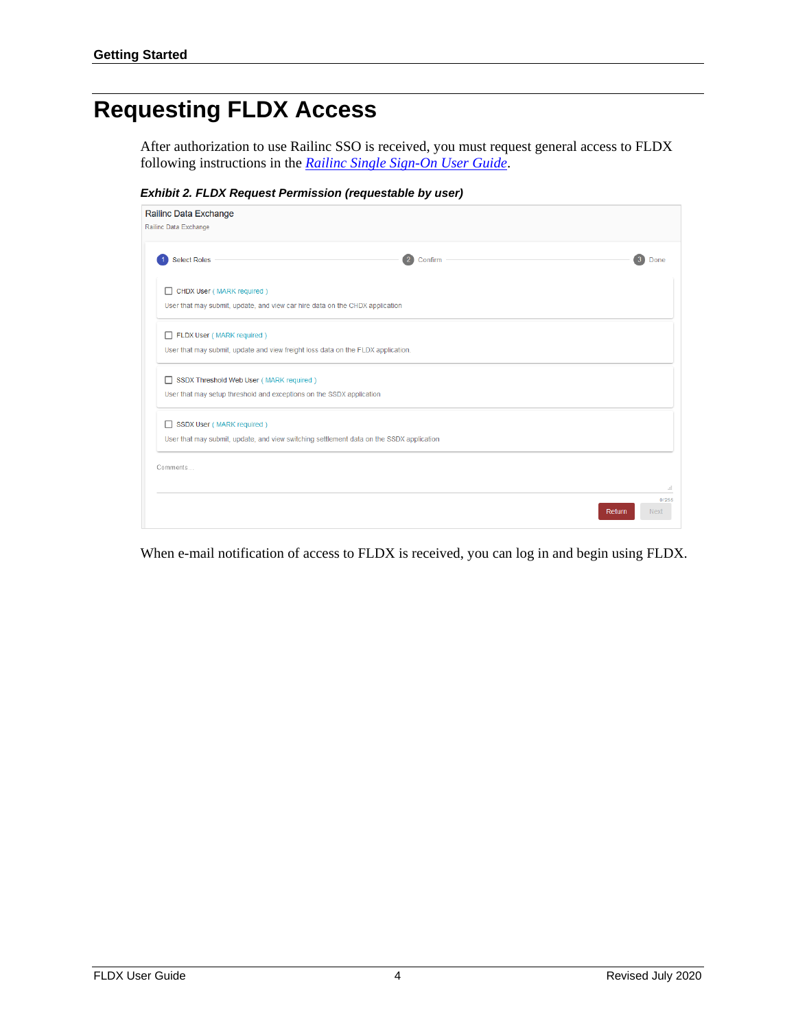# Requesting FLDX Access

After authorization to use Railinc SSO is received, you must request general access to FLDX following instructions in the *Railinc Single Sign-On User Guide*.

***Exhibit 2. FLDX Request Permission (requestable by user)***

Railinc Data Exchange
Railinc Data Exchange

1 Select Roles — 2 Confirm — 3 Done

☐ CHDX User ( MARK required )
User that may submit, update, and view car hire data on the CHDX application

☐ FLDX User ( MARK required )
User that may submit, update and view freight loss data on the FLDX application.

☐ SSDX Threshold Web User ( MARK required )
User that may setup threshold and exceptions on the SSDX application

☐ SSDX User ( MARK required )
User that may submit, update, and view switching settlement data on the SSDX application

Comments ...

0/255

Return Next

When e-mail notification of access to FLDX is received, you can log in and begin using FLDX.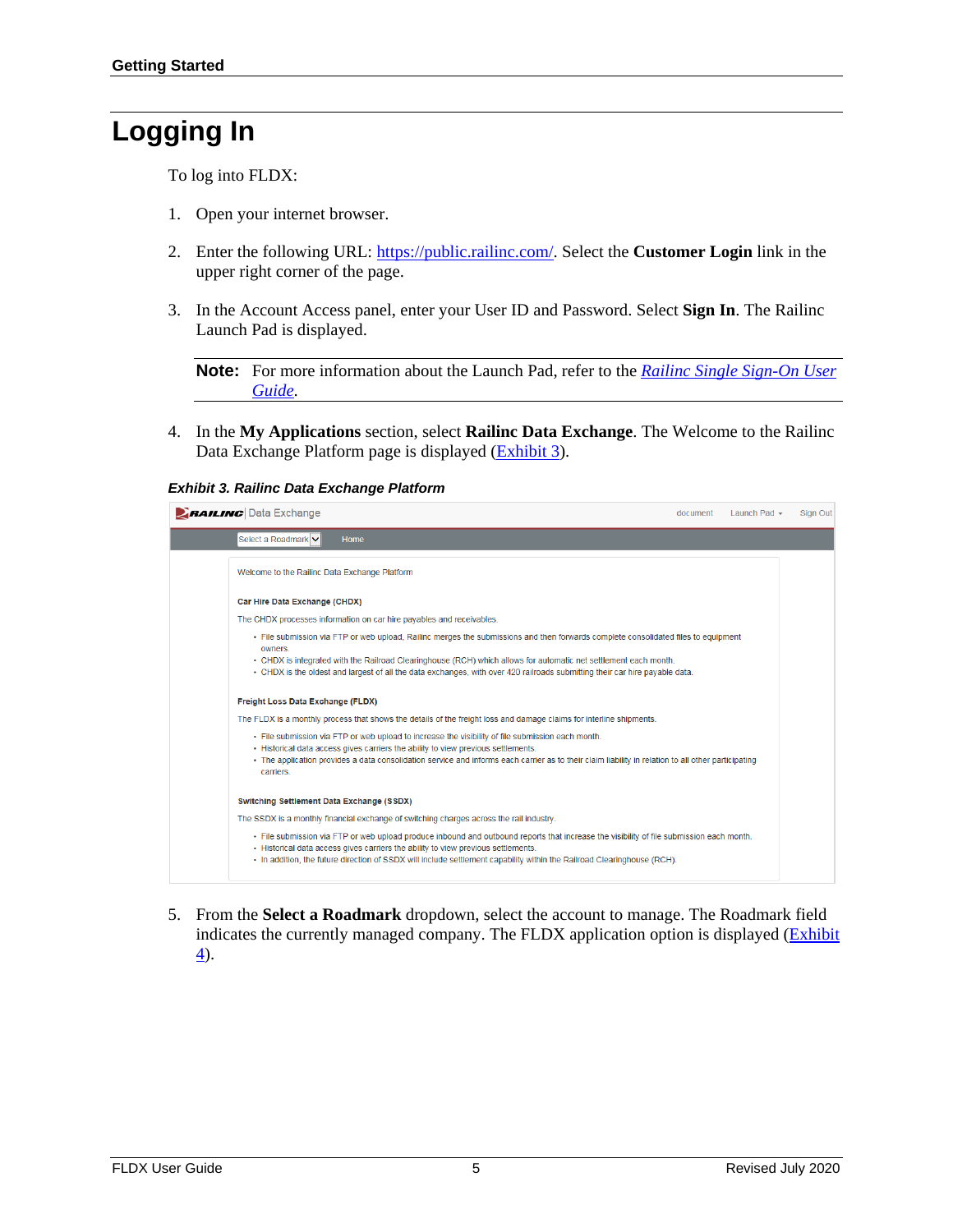# Logging In

To log into FLDX:

1. Open your internet browser.

2. Enter the following URL: https://public.railinc.com/. Select the **Customer Login** link in the upper right corner of the page.

3. In the Account Access panel, enter your User ID and Password. Select **Sign In**. The Railinc Launch Pad is displayed.

   **Note:** For more information about the Launch Pad, refer to the *Railinc Single Sign-On User Guide*.

4. In the **My Applications** section, select **Railinc Data Exchange**. The Welcome to the Railinc Data Exchange Platform page is displayed (Exhibit 3).

***Exhibit 3. Railinc Data Exchange Platform***

RAILINC | Data Exchange — document | Launch Pad | Sign Out

Select a Roadmark | Home

Welcome to the Railinc Data Exchange Platform

**Car Hire Data Exchange (CHDX)**

The CHDX processes information on car hire payables and receivables.

- File submission via FTP or web upload, Railinc merges the submissions and then forwards complete consolidated files to equipment owners.
- CHDX is integrated with the Railroad Clearinghouse (RCH) which allows for automatic net settlement each month.
- CHDX is the oldest and largest of all the data exchanges, with over 420 railroads submitting their car hire payable data.

**Freight Loss Data Exchange (FLDX)**

The FLDX is a monthly process that shows the details of the freight loss and damage claims for interline shipments.

- File submission via FTP or web upload to increase the visibility of file submission each month.
- Historical data access gives carriers the ability to view previous settlements.
- The application provides a data consolidation service and informs each carrier as to their claim liability in relation to all other participating carriers.

**Switching Settlement Data Exchange (SSDX)**

The SSDX is a monthly financial exchange of switching charges across the rail industry.

- File submission via FTP or web upload produce inbound and outbound reports that increase the visibility of file submission each month.
- Historical data access gives carriers the ability to view previous settlements.
- In addition, the future direction of SSDX will include settlement capability within the Railroad Clearinghouse (RCH).

5. From the **Select a Roadmark** dropdown, select the account to manage. The Roadmark field indicates the currently managed company. The FLDX application option is displayed (Exhibit 4).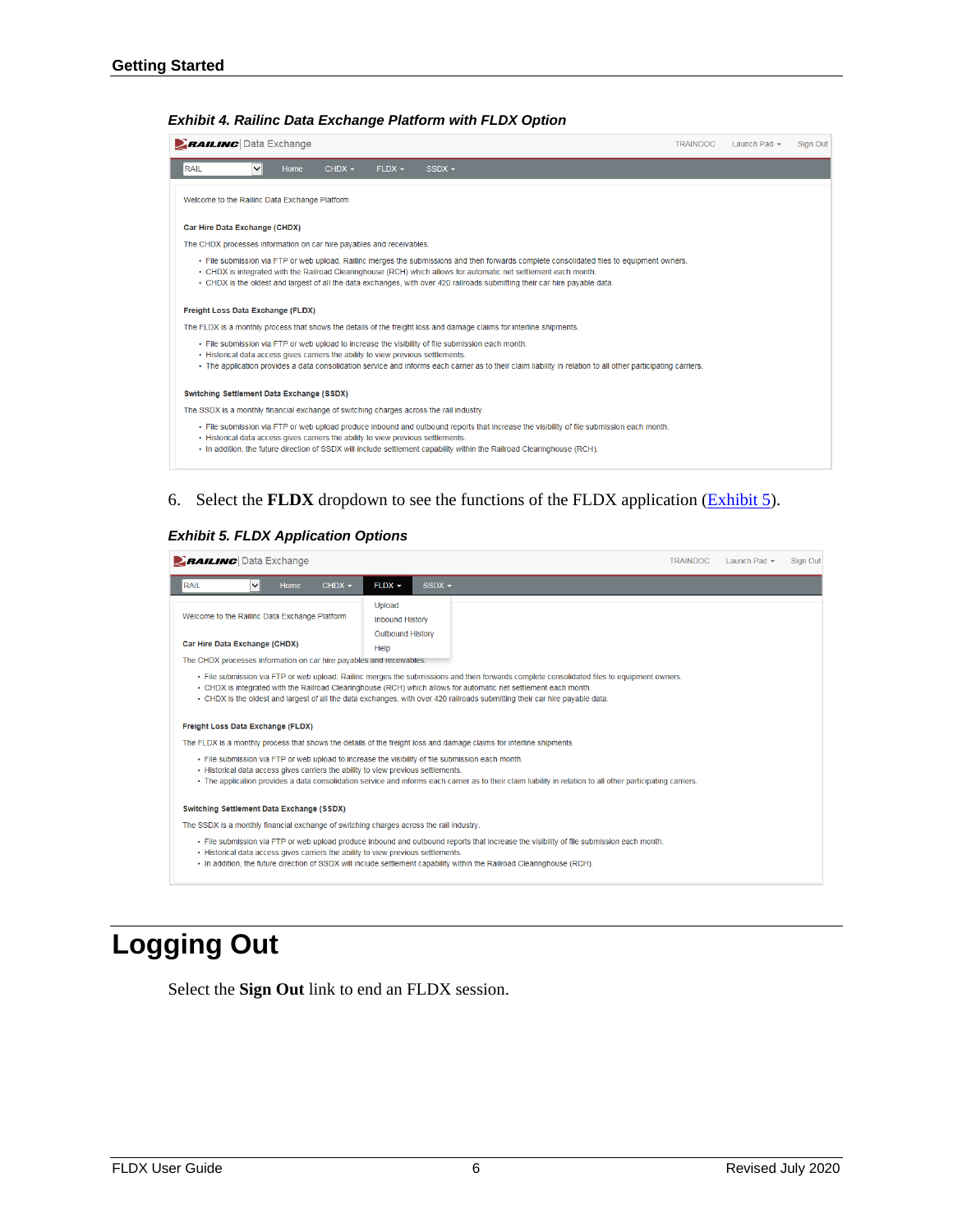**Exhibit 4. Railinc Data Exchange Platform with FLDX Option**

RAILINC | Data Exchange — TRAINDOC | Launch Pad ▾ | Sign Out

RAIL | Home | CHDX ▾ | FLDX ▾ | SSDX ▾

Welcome to the Railinc Data Exchange Platform

**Car Hire Data Exchange (CHDX)**

The CHDX processes information on car hire payables and receivables.

- File submission via FTP or web upload, Railinc merges the submissions and then forwards complete consolidated files to equipment owners.
- CHDX is integrated with the Railroad Clearinghouse (RCH) which allows for automatic net settlement each month.
- CHDX is the oldest and largest of all the data exchanges, with over 420 railroads submitting their car hire payable data.

**Freight Loss Data Exchange (FLDX)**

The FLDX is a monthly process that shows the details of the freight loss and damage claims for interline shipments.

- File submission via FTP or web upload to increase the visibility of file submission each month.
- Historical data access gives carriers the ability to view previous settlements.
- The application provides a data consolidation service and informs each carrier as to their claim liability in relation to all other participating carriers.

**Switching Settlement Data Exchange (SSDX)**

The SSDX is a monthly financial exchange of switching charges across the rail industry.

- File submission via FTP or web upload produce inbound and outbound reports that increase the visibility of file submission each month.
- Historical data access gives carriers the ability to view previous settlements.
- In addition, the future direction of SSDX will include settlement capability within the Railroad Clearinghouse (RCH).

6. Select the **FLDX** dropdown to see the functions of the FLDX application (Exhibit 5).

**Exhibit 5. FLDX Application Options**

RAILINC | Data Exchange — TRAINDOC | Launch Pad ▾ | Sign Out

RAIL | Home | CHDX ▾ | FLDX ▾ | SSDX ▾

FLDX dropdown: Upload | Inbound History | Outbound History | Help

Welcome to the Railinc Data Exchange Platform

**Car Hire Data Exchange (CHDX)**

The CHDX processes information on car hire payables and receivables.

- File submission via FTP or web upload, Railinc merges the submissions and then forwards complete consolidated files to equipment owners.
- CHDX is integrated with the Railroad Clearinghouse (RCH) which allows for automatic net settlement each month.
- CHDX is the oldest and largest of all the data exchanges, with over 420 railroads submitting their car hire payable data.

**Freight Loss Data Exchange (FLDX)**

The FLDX is a monthly process that shows the details of the freight loss and damage claims for interline shipments.

- File submission via FTP or web upload to increase the visibility of file submission each month.
- Historical data access gives carriers the ability to view previous settlements.
- The application provides a data consolidation service and informs each carrier as to their claim liability in relation to all other participating carriers.

**Switching Settlement Data Exchange (SSDX)**

The SSDX is a monthly financial exchange of switching charges across the rail industry.

- File submission via FTP or web upload produce inbound and outbound reports that increase the visibility of file submission each month.
- Historical data access gives carriers the ability to view previous settlements.
- In addition, the future direction of SSDX will include settlement capability within the Railroad Clearinghouse (RCH).

# Logging Out

Select the **Sign Out** link to end an FLDX session.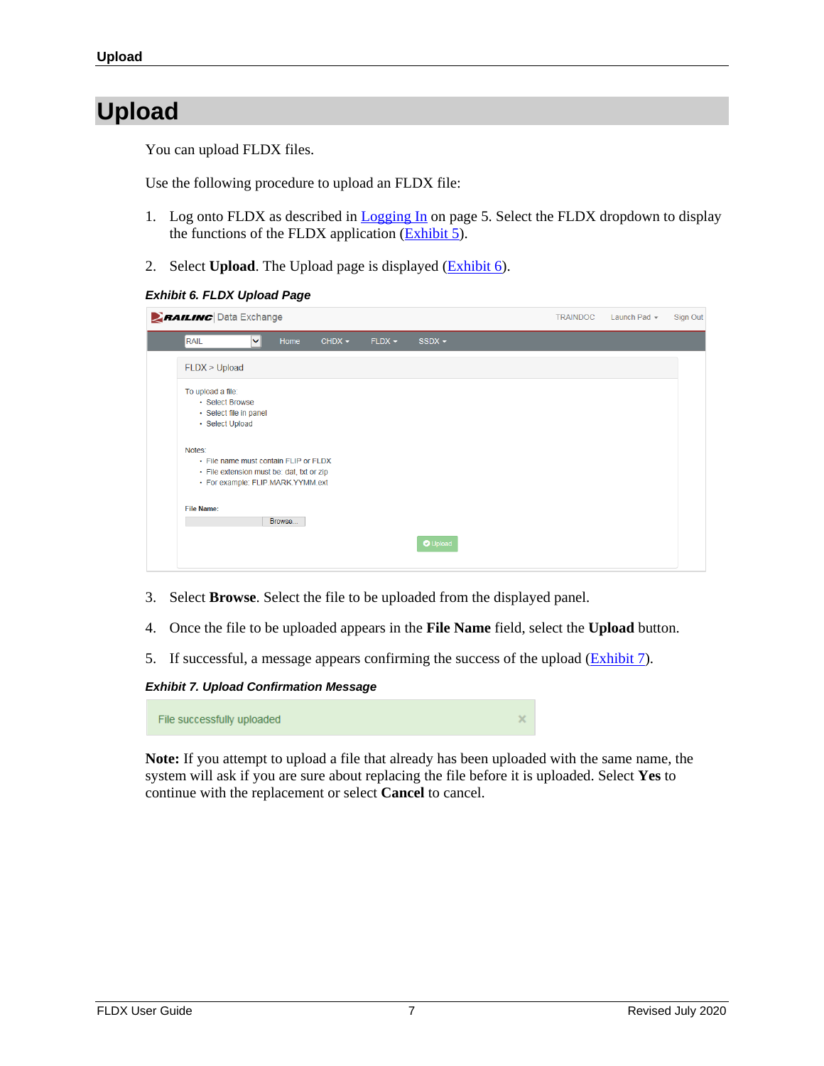# Upload

You can upload FLDX files.

Use the following procedure to upload an FLDX file:

1. Log onto FLDX as described in Logging In on page 5. Select the FLDX dropdown to display the functions of the FLDX application (Exhibit 5).
2. Select **Upload**. The Upload page is displayed (Exhibit 6).

***Exhibit 6. FLDX Upload Page***

3. Select **Browse**. Select the file to be uploaded from the displayed panel.
4. Once the file to be uploaded appears in the **File Name** field, select the **Upload** button.
5. If successful, a message appears confirming the success of the upload (Exhibit 7).

***Exhibit 7. Upload Confirmation Message***

**Note:** If you attempt to upload a file that already has been uploaded with the same name, the system will ask if you are sure about replacing the file before it is uploaded. Select **Yes** to continue with the replacement or select **Cancel** to cancel.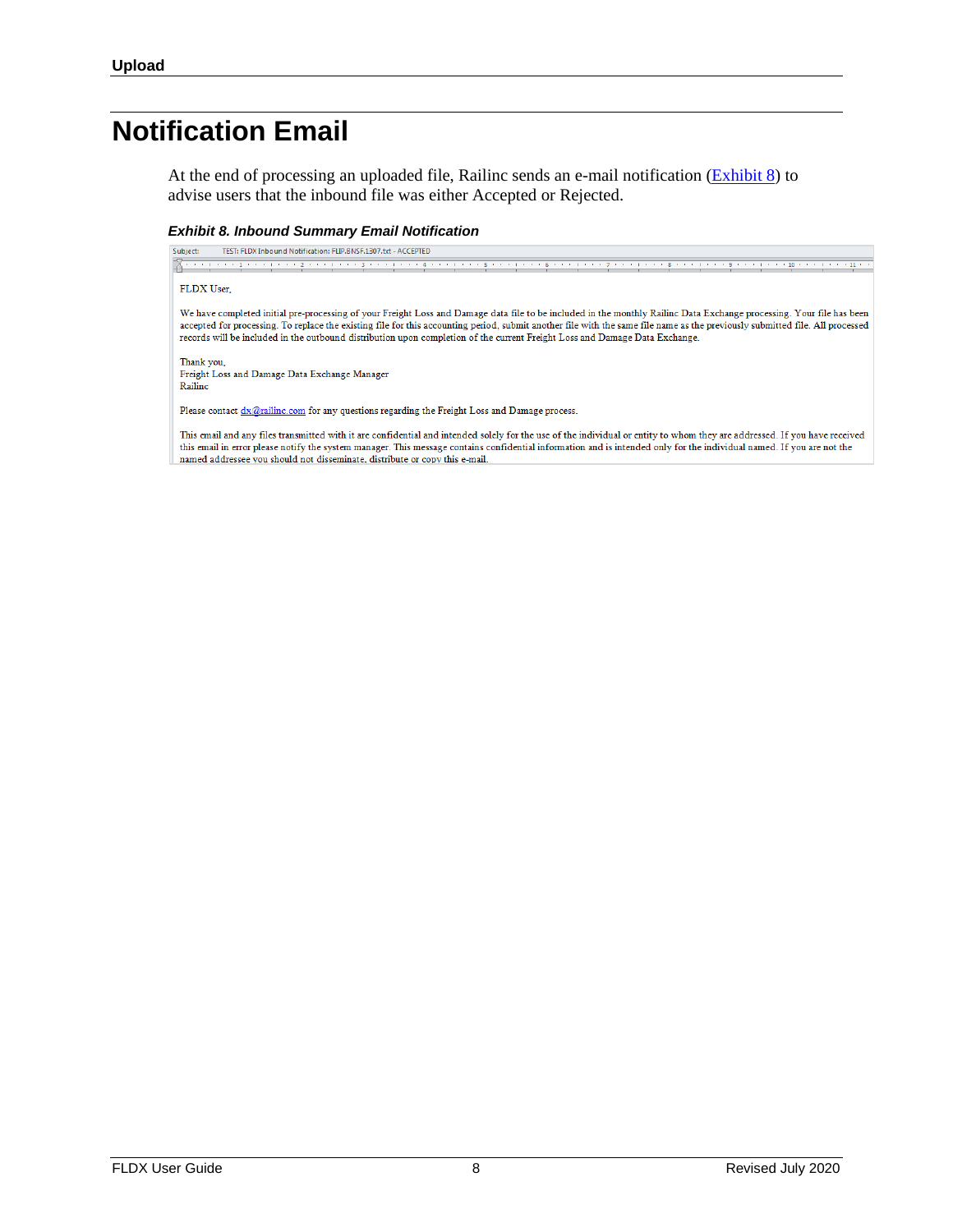# Notification Email

At the end of processing an uploaded file, Railinc sends an e-mail notification (Exhibit 8) to advise users that the inbound file was either Accepted or Rejected.

***Exhibit 8. Inbound Summary Email Notification***

Subject: TEST: FLDX Inbound Notification: FLIP.BNSF.1307.txt - ACCEPTED

FLDX User,

We have completed initial pre-processing of your Freight Loss and Damage data file to be included in the monthly Railinc Data Exchange processing. Your file has been accepted for processing. To replace the existing file for this accounting period, submit another file with the same file name as the previously submitted file. All processed records will be included in the outbound distribution upon completion of the current Freight Loss and Damage Data Exchange.

Thank you,
Freight Loss and Damage Data Exchange Manager
Railinc

Please contact dx@railinc.com for any questions regarding the Freight Loss and Damage process.

This email and any files transmitted with it are confidential and intended solely for the use of the individual or entity to whom they are addressed. If you have received this email in error please notify the system manager. This message contains confidential information and is intended only for the individual named. If you are not the named addressee you should not disseminate, distribute or copy this e-mail.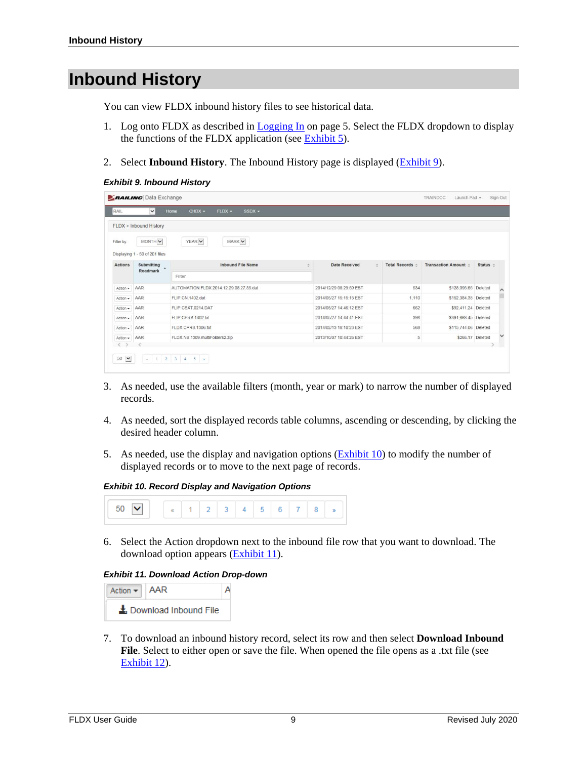# Inbound History

You can view FLDX inbound history files to see historical data.

1. Log onto FLDX as described in Logging In on page 5. Select the FLDX dropdown to display the functions of the FLDX application (see Exhibit 5).

2. Select **Inbound History**. The Inbound History page is displayed (Exhibit 9).

***Exhibit 9. Inbound History***

3. As needed, use the available filters (month, year or mark) to narrow the number of displayed records.

4. As needed, sort the displayed records table columns, ascending or descending, by clicking the desired header column.

5. As needed, use the display and navigation options (Exhibit 10) to modify the number of displayed records or to move to the next page of records.

***Exhibit 10. Record Display and Navigation Options***

6. Select the Action dropdown next to the inbound file row that you want to download. The download option appears (Exhibit 11).

***Exhibit 11. Download Action Drop-down***

7. To download an inbound history record, select its row and then select **Download Inbound File**. Select to either open or save the file. When opened the file opens as a .txt file (see Exhibit 12).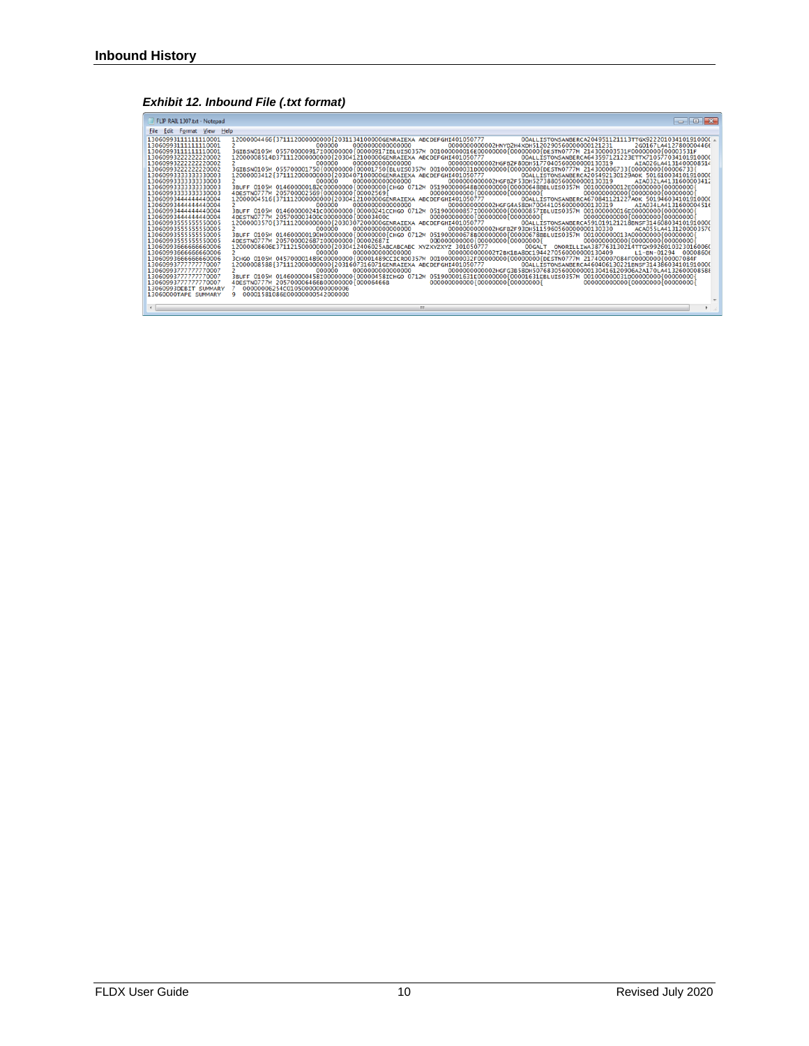## Inbound History

***Exhibit 12. Inbound File (.txt format)***

```
FLIP RAIL 1307.txt - Notepad
File  Edit  Format  View  Help
130609311111111110001    12000004466{371112000000000{2031134100000GENRAIEXA ABCDEFGHI401050777            00ALLISTONSANBERCA204951121113TTGX92220103410191000(
130609311111111110001    2                 000000    0000000000000000                    000000000002HNYD2H4XDH512029056000000001212​31      2G0167LA412780000446(
130609311111111110001    3GIBSN0105M 055700000917I00000000{00000917IBLUIS0357M 001000000016E00000000{00000000{DESTN0777M 214300003531F00000000{00003531F
130609322222222220002    12000008514D371112000000000{2030412100000GENRAIEXA ABCDEFGHI401050777            00ALLISTONSANBERCA643597121223ETTX71057703410191000(
130609322222222220002    2                 000000    0000000000000000                    000000000002HGFB2F80DH51770405600000000130319      AIA026LA413140000851​4
130609322222222220002    3GIBSN0105M 055700001750{00000000{00001750{BLUIS0357M 001000000031D00000000{00000000{DESTN0777M 214300006733{00000000{00006733{
130609333333333330003    12000003412{371112000000000{2030407100000GENRAIEXA ABCDEFGHI401050777            00ALLISTONSANBERCA205492130129AOK 50161003410191000(
130609333333333330003    2                 000000    0000000000000000                    000000000002HGFB2F53DH52738805600000000130319      AIA032LA413160000341​2
130609333333333330003    3BUFF 0105M 014600000182C00000000{00000000{CHGO 0712M 051900000648B00000000{00000648BBLUIS0357M 001000000012E00000000{00000000{
130609333333333330003    4DESTN0777M 205700002569{00000000{00002569{          000000000000{00000000{00000000{           000000000000{00000000{00000000{
130609344444444440004    12000004516{371112000000000{2030412100000GENRAIEXA ABCDEFGHI401050777            00ALLISTONSANBERCA670841121227AOK 50194603410191000(
130609344444444440004    2                 000000    0000000000000000                    000000000002HGFG4A58DH70044105600000000130319      AIA034LA413160000451​6
130609344444444440004    3BUFF 0105M 014600000241C00000000{00000241CCHGO 0712M 051900000857I00000000{00000857IBLUIS0357M 001000000016E00000000{00000000{
130609344444444440004    4DESTN0777M 205700003400C00000000{00003400C          000000000000{00000000{00000000{           000000000000{00000000{00000000{
130609355555555550005    12000003570{371112000000000{2030307200000GENRAIEXA ABCDEFGHI401050777            00ALLISTONSANBERCA591019121218BNSF31460803410191000(
130609355555555550005    2                 000000    0000000000000000                    000000000002HGFB2F93DH51159605600000000130330      ACA055LA413120000357(
130609355555555550005    3BUFF 0105M 014600000190H00000000{00000000{CHGO 0712M 051900000678B00000000{00000678BBLUIS0357M 001000000013A00000000{00000000{
130609355555555550005    4DESTN0777M 205700002687I00000000{00002687I          000000000000{00000000{00000000{           000000000000{00000000{00000000{
130609366666666660006    12000008606E371121500000000{2030412406025ABCABCABC XYZXYZXYZ 301050777            00GALT  ONORILLIWA387763130214TTGX99260103230160060(
130609366666666660006    2                 000000    0000000000000000                    000000000002T2BK1BABDC194427056000000001304​09      L1-BN-01294  0000860(
130609366666666660006    3CHGO 0105M 045700001489C00000000{00001489CCICRO0357M 001000000032F00000000{00000000{DESTN0777M 217400007084F00000000{00007084F
130609377777777770007    12000008588{371112000000000{2031607316071GENRAIEXA ABCDEFGHI401050777            00ALLISTONSANBERCA460406130221BNSF31438603410191000(
130609377777777770007    2                 000000    0000000000000000                    000000000002HGFG3B58DH50768305600000001304161209​06A2A170LA413260000858(
130609377777777770007    3BUFF 0105M 014600000458I00000000{00000458ICHGO 0712M 051900001631E00000000{00001631EBLUIS0357M 001000000031D00000000{00000000{
130609377777777770007    4DESTN0777M 205700006466B00000000{00006466B          000000000000{00000000{00000000{           000000000000{00000000{00000000{
130609DEBIT SUMMARY      7   00000006254C0105000000000000006
1306000TAPE SUMMARY      9   00001581086E00000000542000000
```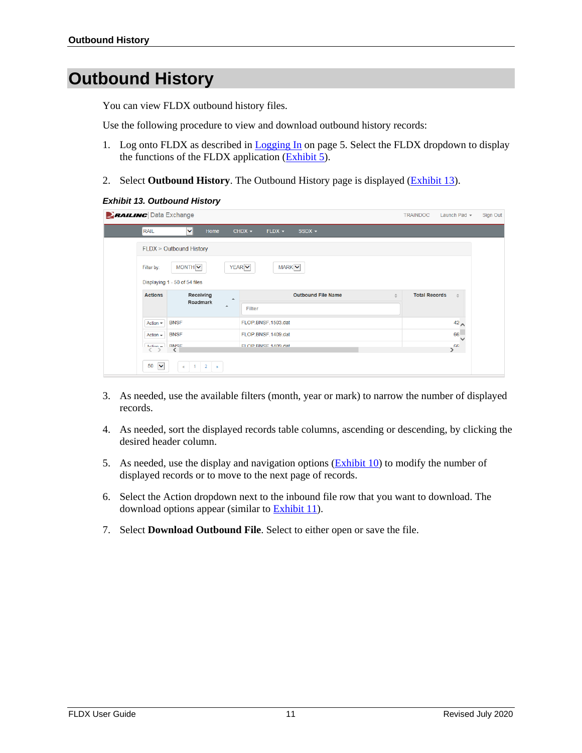# Outbound History

You can view FLDX outbound history files.

Use the following procedure to view and download outbound history records:

1. Log onto FLDX as described in Logging In on page 5. Select the FLDX dropdown to display the functions of the FLDX application (Exhibit 5).

2. Select **Outbound History**. The Outbound History page is displayed (Exhibit 13).

***Exhibit 13. Outbound History***

3. As needed, use the available filters (month, year or mark) to narrow the number of displayed records.

4. As needed, sort the displayed records table columns, ascending or descending, by clicking the desired header column.

5. As needed, use the display and navigation options (Exhibit 10) to modify the number of displayed records or to move to the next page of records.

6. Select the Action dropdown next to the inbound file row that you want to download. The download options appear (similar to Exhibit 11).

7. Select **Download Outbound File**. Select to either open or save the file.